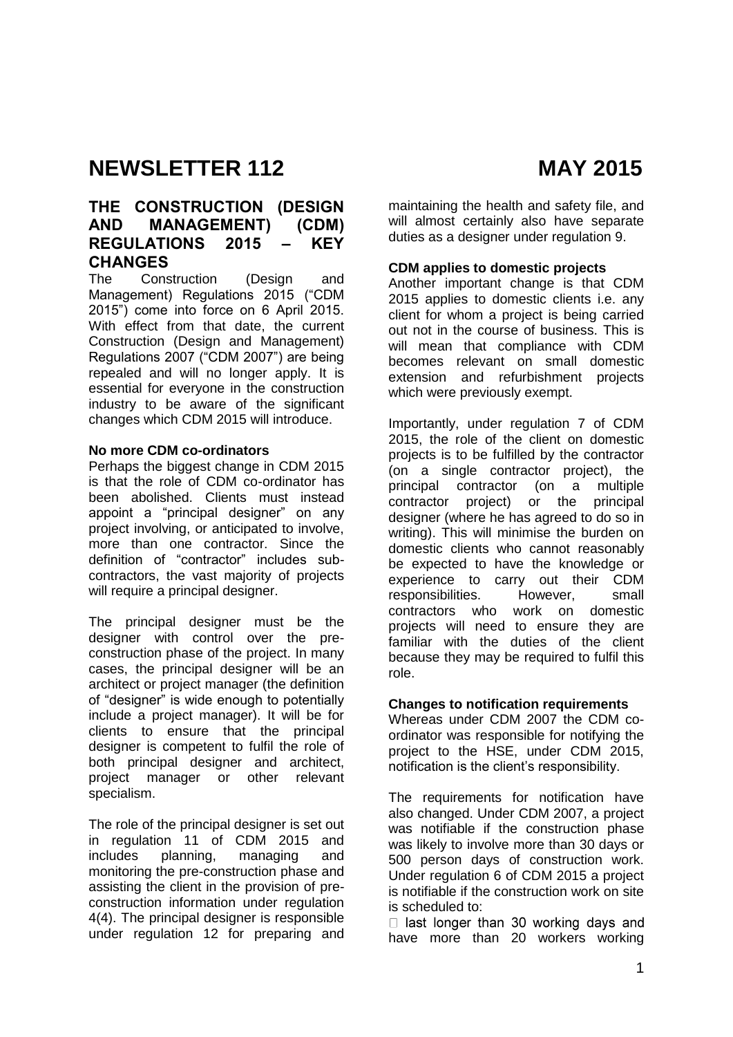# NEWSLETTER 112 MAY 2015

## THE CONSTRUCTION (DESIGN AND MANAGEMENT) (CDM) REGULATIONS 2015 – KEY CHANGES

The Construction (Design and Management) Regulations 2015 ("CDM 2015") come into force on 6 April 2015. With effect from that date, the current Construction (Design and Management) Regulations 2007 ("CDM 2007") are being repealed and will no longer apply. It is essential for everyone in the construction industry to be aware of the significant changes which CDM 2015 will introduce.

**No more CDM co-ordinators**

Perhaps the biggest change in CDM 2015 is that the role of CDM co-ordinator has been abolished. Clients must instead appoint a "principal designer" on any project involving, or anticipated to involve, more than one contractor. Since the definition of "contractor" includes sub-contractors, the vast majority of projects will require a principal designer.

The principal designer must be the designer with control over the pre-construction phase of the project. In many cases, the principal designer will be an architect or project manager (the definition of "designer" is wide enough to potentially include a project manager). It will be for clients to ensure that the principal designer is competent to fulfil the role of both principal designer and architect, project manager or other relevant specialism.

The role of the principal designer is set out in regulation 11 of CDM 2015 and includes planning, managing and monitoring the pre-construction phase and assisting the client in the provision of pre-construction information under regulation 4(4). The principal designer is responsible under regulation 12 for preparing and maintaining the health and safety file, and will almost certainly also have separate duties as a designer under regulation 9.

**CDM applies to domestic projects**

Another important change is that CDM 2015 applies to domestic clients i.e. any client for whom a project is being carried out not in the course of business. This is will mean that compliance with CDM becomes relevant on small domestic extension and refurbishment projects which were previously exempt.

Importantly, under regulation 7 of CDM 2015, the role of the client on domestic projects is to be fulfilled by the contractor (on a single contractor project), the principal contractor (on a multiple contractor project) or the principal designer (where he has agreed to do so in writing). This will minimise the burden on domestic clients who cannot reasonably be expected to have the knowledge or experience to carry out their CDM responsibilities. However, small contractors who work on domestic projects will need to ensure they are familiar with the duties of the client because they may be required to fulfil this role.

**Changes to notification requirements**

Whereas under CDM 2007 the CDM co-ordinator was responsible for notifying the project to the HSE, under CDM 2015, notification is the client's responsibility.

The requirements for notification have also changed. Under CDM 2007, a project was notifiable if the construction phase was likely to involve more than 30 days or 500 person days of construction work. Under regulation 6 of CDM 2015 a project is notifiable if the construction work on site is scheduled to:

- last longer than 30 working days and have more than 20 workers working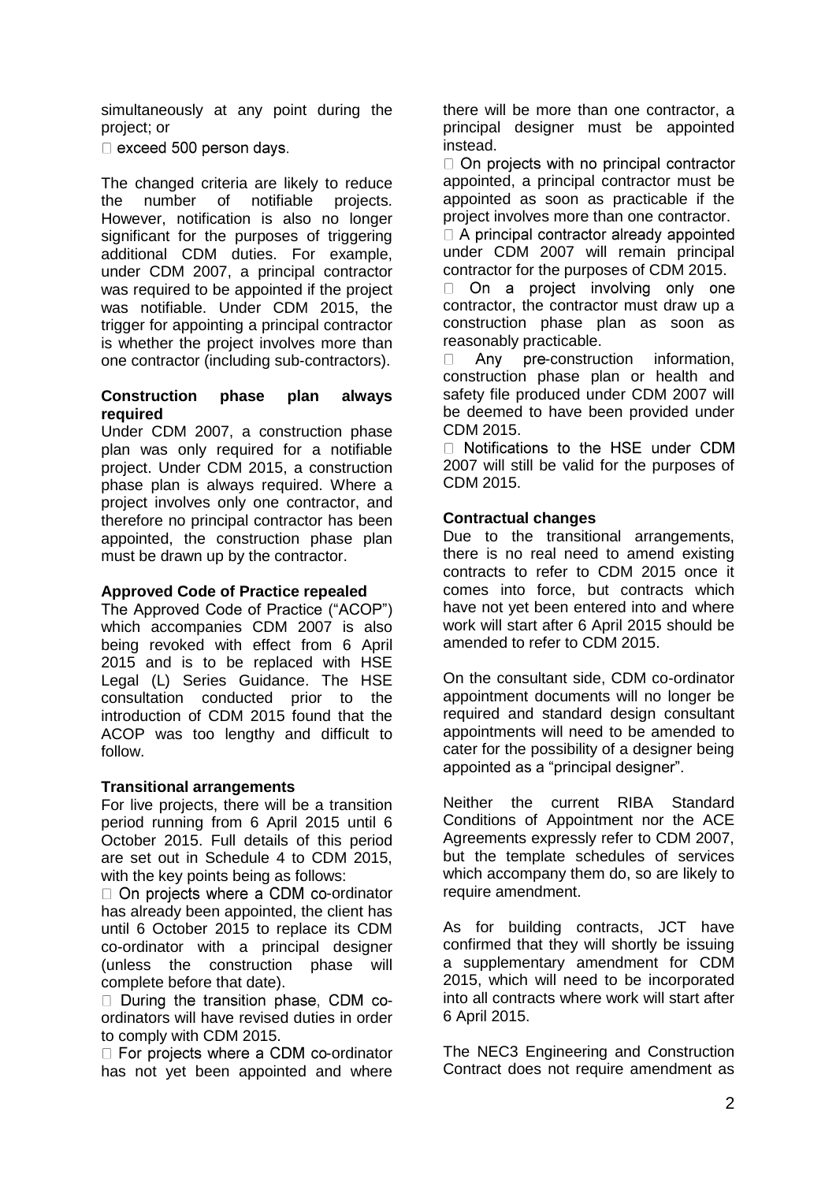simultaneously at any point during the project; or

- exceed 500 person days.

The changed criteria are likely to reduce the number of notifiable projects. However, notification is also no longer significant for the purposes of triggering additional CDM duties. For example, under CDM 2007, a principal contractor was required to be appointed if the project was notifiable. Under CDM 2015, the trigger for appointing a principal contractor is whether the project involves more than one contractor (including sub-contractors).

**Construction phase plan always required**

Under CDM 2007, a construction phase plan was only required for a notifiable project. Under CDM 2015, a construction phase plan is always required. Where a project involves only one contractor, and therefore no principal contractor has been appointed, the construction phase plan must be drawn up by the contractor.

**Approved Code of Practice repealed**

The Approved Code of Practice ("ACOP") which accompanies CDM 2007 is also being revoked with effect from 6 April 2015 and is to be replaced with HSE Legal (L) Series Guidance. The HSE consultation conducted prior to the introduction of CDM 2015 found that the ACOP was too lengthy and difficult to follow.

**Transitional arrangements**

For live projects, there will be a transition period running from 6 April 2015 until 6 October 2015. Full details of this period are set out in Schedule 4 to CDM 2015, with the key points being as follows:

- On projects where a CDM co-ordinator has already been appointed, the client has until 6 October 2015 to replace its CDM co-ordinator with a principal designer (unless the construction phase will complete before that date).
- During the transition phase, CDM co-ordinators will have revised duties in order to comply with CDM 2015.
- For projects where a CDM co-ordinator has not yet been appointed and where there will be more than one contractor, a principal designer must be appointed instead.
- On projects with no principal contractor appointed, a principal contractor must be appointed as soon as practicable if the project involves more than one contractor.
- A principal contractor already appointed under CDM 2007 will remain principal contractor for the purposes of CDM 2015.
- On a project involving only one contractor, the contractor must draw up a construction phase plan as soon as reasonably practicable.
- Any pre-construction information, construction phase plan or health and safety file produced under CDM 2007 will be deemed to have been provided under CDM 2015.
- Notifications to the HSE under CDM 2007 will still be valid for the purposes of CDM 2015.

**Contractual changes**

Due to the transitional arrangements, there is no real need to amend existing contracts to refer to CDM 2015 once it comes into force, but contracts which have not yet been entered into and where work will start after 6 April 2015 should be amended to refer to CDM 2015.

On the consultant side, CDM co-ordinator appointment documents will no longer be required and standard design consultant appointments will need to be amended to cater for the possibility of a designer being appointed as a "principal designer".

Neither the current RIBA Standard Conditions of Appointment nor the ACE Agreements expressly refer to CDM 2007, but the template schedules of services which accompany them do, so are likely to require amendment.

As for building contracts, JCT have confirmed that they will shortly be issuing a supplementary amendment for CDM 2015, which will need to be incorporated into all contracts where work will start after 6 April 2015.

The NEC3 Engineering and Construction Contract does not require amendment as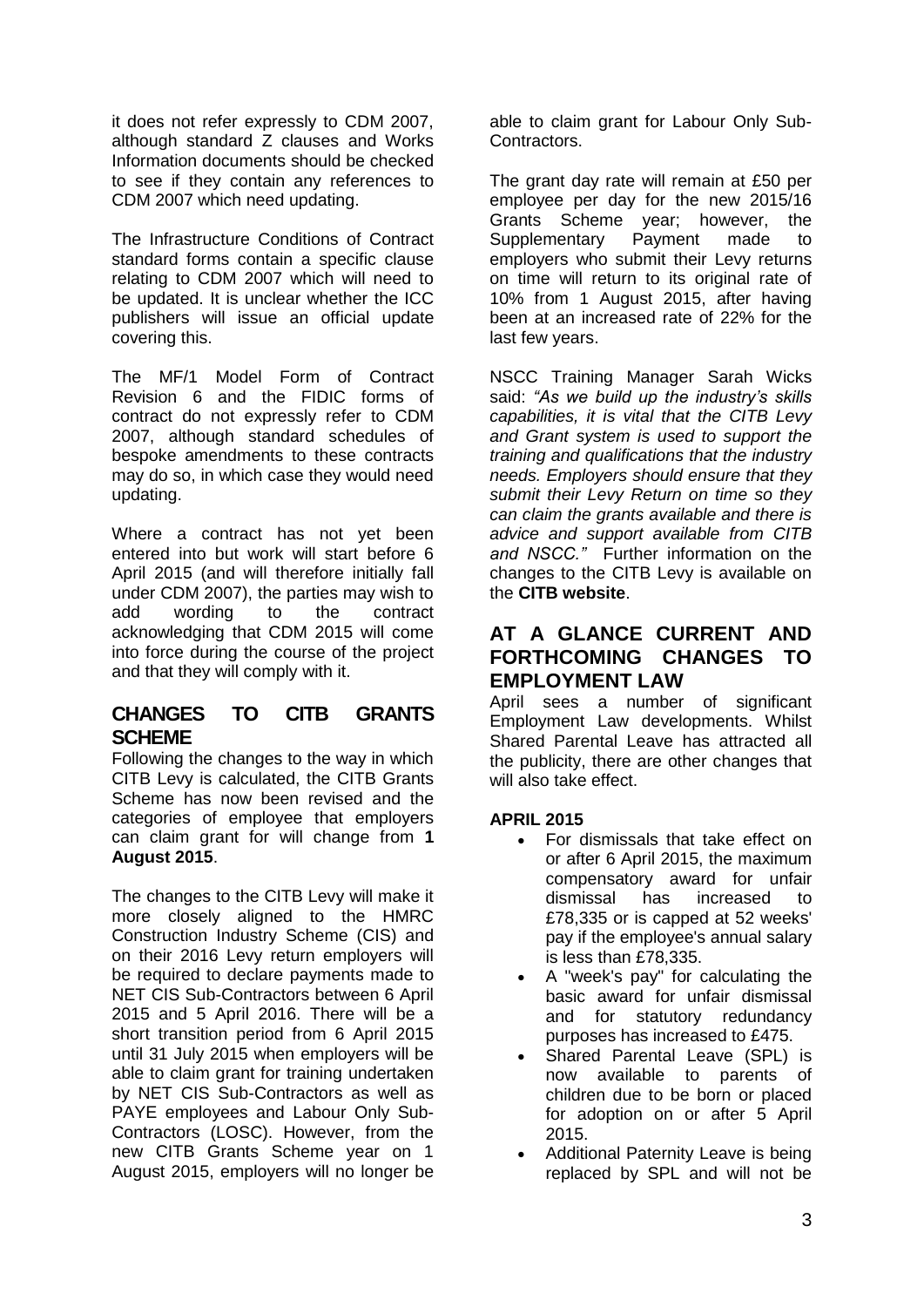it does not refer expressly to CDM 2007, although standard Z clauses and Works Information documents should be checked to see if they contain any references to CDM 2007 which need updating.

The Infrastructure Conditions of Contract standard forms contain a specific clause relating to CDM 2007 which will need to be updated. It is unclear whether the ICC publishers will issue an official update covering this.

The MF/1 Model Form of Contract Revision 6 and the FIDIC forms of contract do not expressly refer to CDM 2007, although standard schedules of bespoke amendments to these contracts may do so, in which case they would need updating.

Where a contract has not yet been entered into but work will start before 6 April 2015 (and will therefore initially fall under CDM 2007), the parties may wish to add wording to the contract acknowledging that CDM 2015 will come into force during the course of the project and that they will comply with it.

## CHANGES TO CITB GRANTS SCHEME

Following the changes to the way in which CITB Levy is calculated, the CITB Grants Scheme has now been revised and the categories of employee that employers can claim grant for will change from **1 August 2015**.

The changes to the CITB Levy will make it more closely aligned to the HMRC Construction Industry Scheme (CIS) and on their 2016 Levy return employers will be required to declare payments made to NET CIS Sub-Contractors between 6 April 2015 and 5 April 2016. There will be a short transition period from 6 April 2015 until 31 July 2015 when employers will be able to claim grant for training undertaken by NET CIS Sub-Contractors as well as PAYE employees and Labour Only Sub-Contractors (LOSC). However, from the new CITB Grants Scheme year on 1 August 2015, employers will no longer be able to claim grant for Labour Only Sub-Contractors.

The grant day rate will remain at £50 per employee per day for the new 2015/16 Grants Scheme year; however, the Supplementary Payment made to employers who submit their Levy returns on time will return to its original rate of 10% from 1 August 2015, after having been at an increased rate of 22% for the last few years.

NSCC Training Manager Sarah Wicks said: *"As we build up the industry's skills capabilities, it is vital that the CITB Levy and Grant system is used to support the training and qualifications that the industry needs. Employers should ensure that they submit their Levy Return on time so they can claim the grants available and there is advice and support available from CITB and NSCC."* Further information on the changes to the CITB Levy is available on the **CITB website**.

## AT A GLANCE CURRENT AND FORTHCOMING CHANGES TO EMPLOYMENT LAW

April sees a number of significant Employment Law developments. Whilst Shared Parental Leave has attracted all the publicity, there are other changes that will also take effect.

### APRIL 2015

- For dismissals that take effect on or after 6 April 2015, the maximum compensatory award for unfair dismissal has increased to £78,335 or is capped at 52 weeks' pay if the employee's annual salary is less than £78,335.
- A "week's pay" for calculating the basic award for unfair dismissal and for statutory redundancy purposes has increased to £475.
- Shared Parental Leave (SPL) is now available to parents of children due to be born or placed for adoption on or after 5 April 2015.
- Additional Paternity Leave is being replaced by SPL and will not be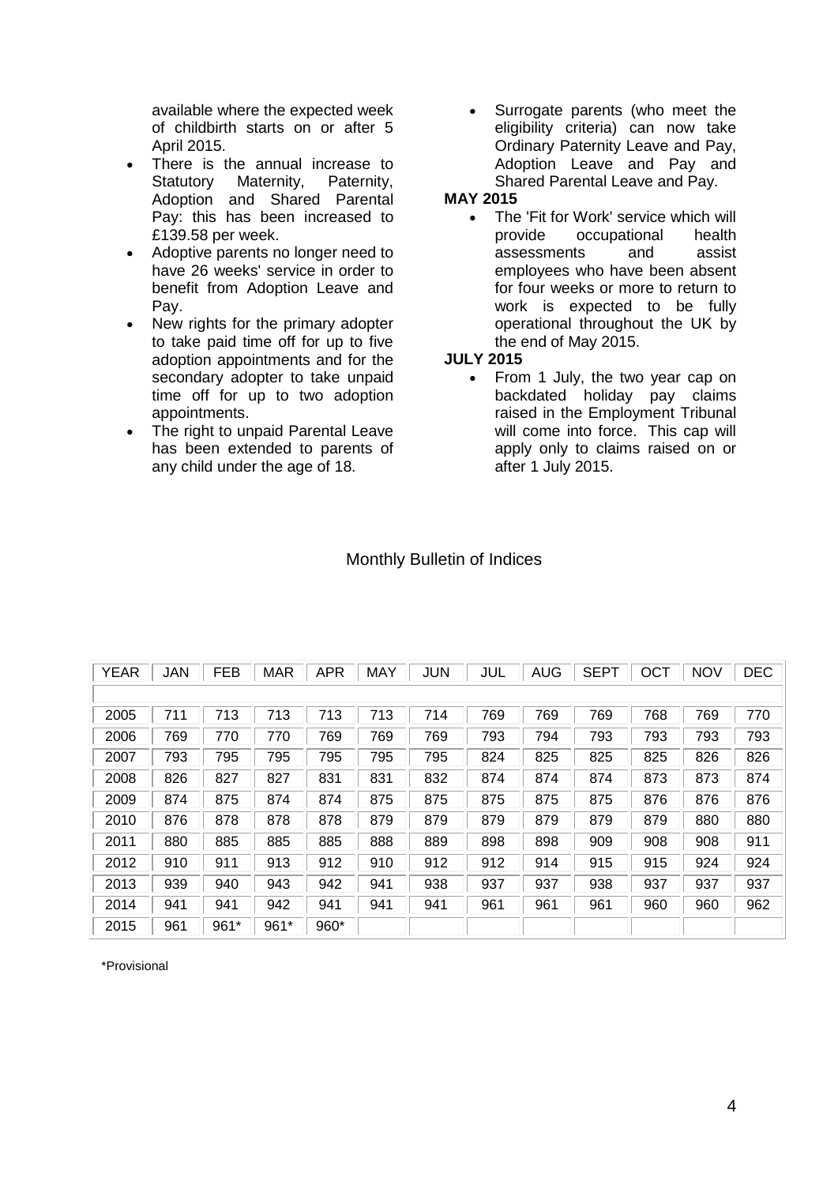available where the expected week of childbirth starts on or after 5 April 2015.

- There is the annual increase to Statutory Maternity, Paternity, Adoption and Shared Parental Pay: this has been increased to £139.58 per week.
- Adoptive parents no longer need to have 26 weeks' service in order to benefit from Adoption Leave and Pay.
- New rights for the primary adopter to take paid time off for up to five adoption appointments and for the secondary adopter to take unpaid time off for up to two adoption appointments.
- The right to unpaid Parental Leave has been extended to parents of any child under the age of 18.
- Surrogate parents (who meet the eligibility criteria) can now take Ordinary Paternity Leave and Pay, Adoption Leave and Pay and Shared Parental Leave and Pay.

**MAY 2015**

- The 'Fit for Work' service which will provide occupational health assessments and assist employees who have been absent for four weeks or more to return to work is expected to be fully operational throughout the UK by the end of May 2015.

**JULY 2015**

- From 1 July, the two year cap on backdated holiday pay claims raised in the Employment Tribunal will come into force. This cap will apply only to claims raised on or after 1 July 2015.

## Monthly Bulletin of Indices

| YEAR | JAN | FEB | MAR | APR | MAY | JUN | JUL | AUG | SEPT | OCT | NOV | DEC |
|---|---|---|---|---|---|---|---|---|---|---|---|---|
| 2005 | 711 | 713 | 713 | 713 | 713 | 714 | 769 | 769 | 769 | 768 | 769 | 770 |
| 2006 | 769 | 770 | 770 | 769 | 769 | 769 | 793 | 794 | 793 | 793 | 793 | 793 |
| 2007 | 793 | 795 | 795 | 795 | 795 | 795 | 824 | 825 | 825 | 825 | 826 | 826 |
| 2008 | 826 | 827 | 827 | 831 | 831 | 832 | 874 | 874 | 874 | 873 | 873 | 874 |
| 2009 | 874 | 875 | 874 | 874 | 875 | 875 | 875 | 875 | 875 | 876 | 876 | 876 |
| 2010 | 876 | 878 | 878 | 878 | 879 | 879 | 879 | 879 | 879 | 879 | 880 | 880 |
| 2011 | 880 | 885 | 885 | 885 | 888 | 889 | 898 | 898 | 909 | 908 | 908 | 911 |
| 2012 | 910 | 911 | 913 | 912 | 910 | 912 | 912 | 914 | 915 | 915 | 924 | 924 |
| 2013 | 939 | 940 | 943 | 942 | 941 | 938 | 937 | 937 | 938 | 937 | 937 | 937 |
| 2014 | 941 | 941 | 942 | 941 | 941 | 941 | 961 | 961 | 961 | 960 | 960 | 962 |
| 2015 | 961 | 961* | 961* | 960* | | | | | | | | |

*Provisional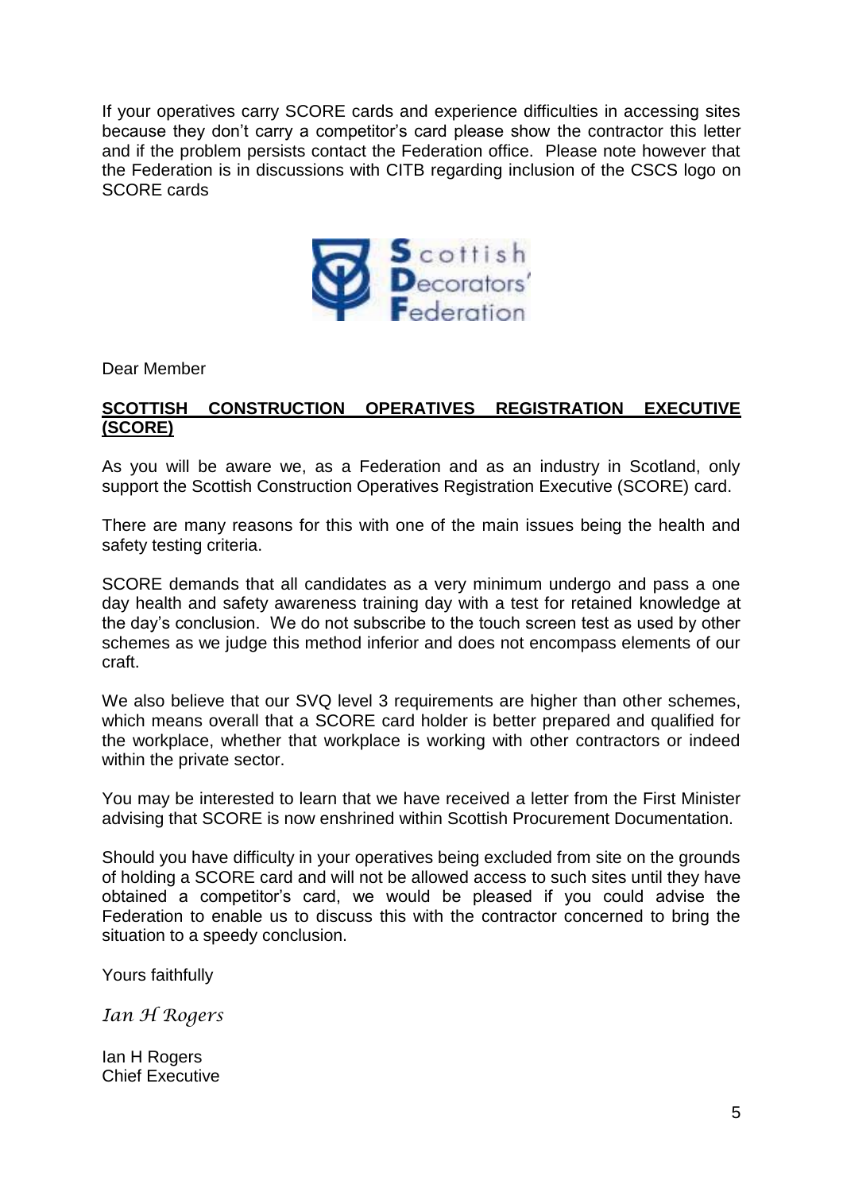If your operatives carry SCORE cards and experience difficulties in accessing sites because they don't carry a competitor's card please show the contractor this letter and if the problem persists contact the Federation office. Please note however that the Federation is in discussions with CITB regarding inclusion of the CSCS logo on SCORE cards

Scottish Decorators' Federation

Dear Member

**SCOTTISH CONSTRUCTION OPERATIVES REGISTRATION EXECUTIVE (SCORE)**

As you will be aware we, as a Federation and as an industry in Scotland, only support the Scottish Construction Operatives Registration Executive (SCORE) card.

There are many reasons for this with one of the main issues being the health and safety testing criteria.

SCORE demands that all candidates as a very minimum undergo and pass a one day health and safety awareness training day with a test for retained knowledge at the day's conclusion. We do not subscribe to the touch screen test as used by other schemes as we judge this method inferior and does not encompass elements of our craft.

We also believe that our SVQ level 3 requirements are higher than other schemes, which means overall that a SCORE card holder is better prepared and qualified for the workplace, whether that workplace is working with other contractors or indeed within the private sector.

You may be interested to learn that we have received a letter from the First Minister advising that SCORE is now enshrined within Scottish Procurement Documentation.

Should you have difficulty in your operatives being excluded from site on the grounds of holding a SCORE card and will not be allowed access to such sites until they have obtained a competitor's card, we would be pleased if you could advise the Federation to enable us to discuss this with the contractor concerned to bring the situation to a speedy conclusion.

Yours faithfully

*Ian H Rogers*

Ian H Rogers
Chief Executive